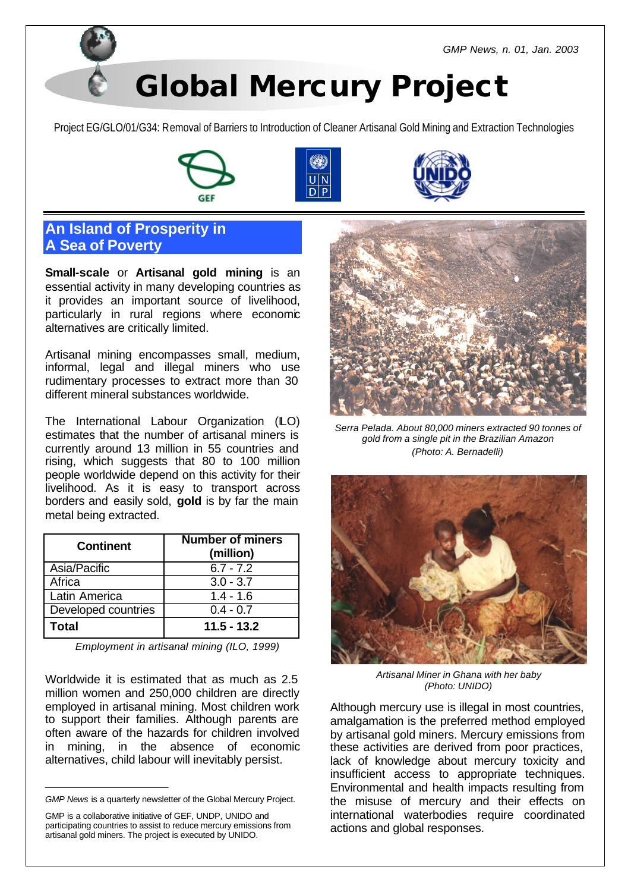# Global Mercury Project

GMP News, n. 01, Jan. 2003

Project EG/GLO/01/G34: Removal of Barriers to Introduction of Cleaner Artisanal Gold Mining and Extraction Technologies

## An Island of Prosperity in A Sea of Poverty

**Small-scale** or **Artisanal gold mining** is an essential activity in many developing countries as it provides an important source of livelihood, particularly in rural regions where economic alternatives are critically limited.

Artisanal mining encompasses small, medium, informal, legal and illegal miners who use rudimentary processes to extract more than 30 different mineral substances worldwide.

The International Labour Organization (ILO) estimates that the number of artisanal miners is currently around 13 million in 55 countries and rising, which suggests that 80 to 100 million people worldwide depend on this activity for their livelihood. As it is easy to transport across borders and easily sold, **gold** is by far the main metal being extracted.

| Continent | Number of miners (million) |
|---|---|
| Asia/Pacific | 6.7 - 7.2 |
| Africa | 3.0 - 3.7 |
| Latin America | 1.4 - 1.6 |
| Developed countries | 0.4 - 0.7 |
| **Total** | **11.5 - 13.2** |

*Employment in artisanal mining (ILO, 1999)*

Worldwide it is estimated that as much as 2.5 million women and 250,000 children are directly employed in artisanal mining. Most children work to support their families. Although parents are often aware of the hazards for children involved in mining, in the absence of economic alternatives, child labour will inevitably persist.

*Serra Pelada. About 80,000 miners extracted 90 tonnes of gold from a single pit in the Brazilian Amazon (Photo: A. Bernadelli)*

*Artisanal Miner in Ghana with her baby (Photo: UNIDO)*

Although mercury use is illegal in most countries, amalgamation is the preferred method employed by artisanal gold miners. Mercury emissions from these activities are derived from poor practices, lack of knowledge about mercury toxicity and insufficient access to appropriate techniques. Environmental and health impacts resulting from the misuse of mercury and their effects on international waterbodies require coordinated actions and global responses.

---

*GMP News* is a quarterly newsletter of the Global Mercury Project.

GMP is a collaborative initiative of GEF, UNDP, UNIDO and participating countries to assist to reduce mercury emissions from artisanal gold miners. The project is executed by UNIDO.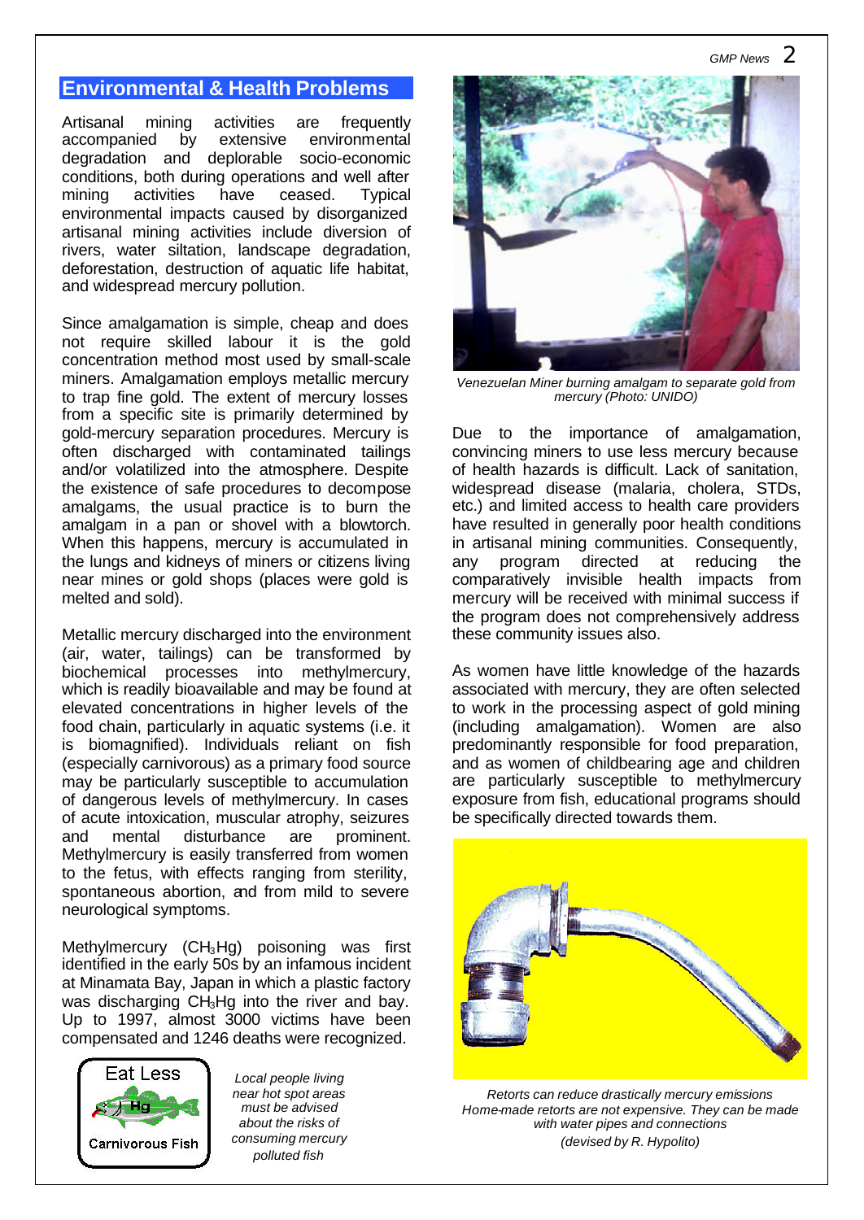## Environmental & Health Problems

Artisanal mining activities are frequently accompanied by extensive environmental degradation and deplorable socio-economic conditions, both during operations and well after mining activities have ceased. Typical environmental impacts caused by disorganized artisanal mining activities include diversion of rivers, water siltation, landscape degradation, deforestation, destruction of aquatic life habitat, and widespread mercury pollution.

Since amalgamation is simple, cheap and does not require skilled labour it is the gold concentration method most used by small-scale miners. Amalgamation employs metallic mercury to trap fine gold. The extent of mercury losses from a specific site is primarily determined by gold-mercury separation procedures. Mercury is often discharged with contaminated tailings and/or volatilized into the atmosphere. Despite the existence of safe procedures to decompose amalgams, the usual practice is to burn the amalgam in a pan or shovel with a blowtorch. When this happens, mercury is accumulated in the lungs and kidneys of miners or citizens living near mines or gold shops (places were gold is melted and sold).

Metallic mercury discharged into the environment (air, water, tailings) can be transformed by biochemical processes into methylmercury, which is readily bioavailable and may be found at elevated concentrations in higher levels of the food chain, particularly in aquatic systems (i.e. it is biomagnified). Individuals reliant on fish (especially carnivorous) as a primary food source may be particularly susceptible to accumulation of dangerous levels of methylmercury. In cases of acute intoxication, muscular atrophy, seizures and mental disturbance are prominent. Methylmercury is easily transferred from women to the fetus, with effects ranging from sterility, spontaneous abortion, and from mild to severe neurological symptoms.

Methylmercury ($CH_3Hg$) poisoning was first identified in the early 50s by an infamous incident at Minamata Bay, Japan in which a plastic factory was discharging $CH_3Hg$ into the river and bay. Up to 1997, almost 3000 victims have been compensated and 1246 deaths were recognized.

Eat Less Hg Carnivorous Fish

*Local people living near hot spot areas must be advised about the risks of consuming mercury polluted fish*

*Venezuelan Miner burning amalgam to separate gold from mercury (Photo: UNIDO)*

Due to the importance of amalgamation, convincing miners to use less mercury because of health hazards is difficult. Lack of sanitation, widespread disease (malaria, cholera, STDs, etc.) and limited access to health care providers have resulted in generally poor health conditions in artisanal mining communities. Consequently, any program directed at reducing the comparatively invisible health impacts from mercury will be received with minimal success if the program does not comprehensively address these community issues also.

As women have little knowledge of the hazards associated with mercury, they are often selected to work in the processing aspect of gold mining (including amalgamation). Women are also predominantly responsible for food preparation, and as women of childbearing age and children are particularly susceptible to methylmercury exposure from fish, educational programs should be specifically directed towards them.

*Retorts can reduce drastically mercury emissions Home-made retorts are not expensive. They can be made with water pipes and connections (devised by R. Hypolito)*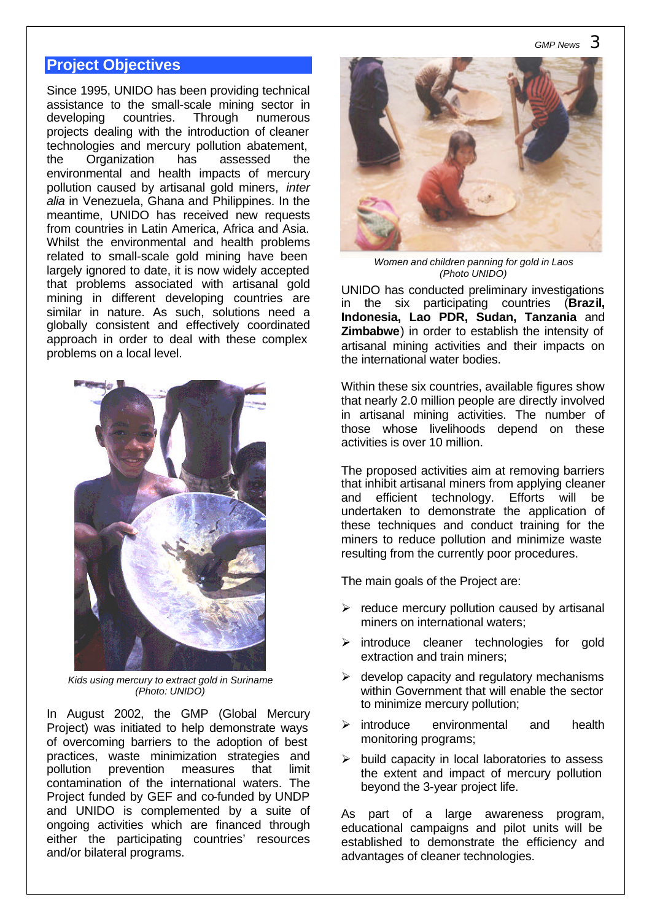## Project Objectives

Since 1995, UNIDO has been providing technical assistance to the small-scale mining sector in developing countries. Through numerous projects dealing with the introduction of cleaner technologies and mercury pollution abatement, the Organization has assessed the environmental and health impacts of mercury pollution caused by artisanal gold miners, *inter alia* in Venezuela, Ghana and Philippines. In the meantime, UNIDO has received new requests from countries in Latin America, Africa and Asia. Whilst the environmental and health problems related to small-scale gold mining have been largely ignored to date, it is now widely accepted that problems associated with artisanal gold mining in different developing countries are similar in nature. As such, solutions need a globally consistent and effectively coordinated approach in order to deal with these complex problems on a local level.

*Kids using mercury to extract gold in Suriname (Photo: UNIDO)*

In August 2002, the GMP (Global Mercury Project) was initiated to help demonstrate ways of overcoming barriers to the adoption of best practices, waste minimization strategies and pollution prevention measures that limit contamination of the international waters. The Project funded by GEF and co-funded by UNDP and UNIDO is complemented by a suite of ongoing activities which are financed through either the participating countries' resources and/or bilateral programs.

*Women and children panning for gold in Laos (Photo UNIDO)*

UNIDO has conducted preliminary investigations in the six participating countries (**Brazil, Indonesia, Lao PDR, Sudan, Tanzania** and **Zimbabwe**) in order to establish the intensity of artisanal mining activities and their impacts on the international water bodies.

Within these six countries, available figures show that nearly 2.0 million people are directly involved in artisanal mining activities. The number of those whose livelihoods depend on these activities is over 10 million.

The proposed activities aim at removing barriers that inhibit artisanal miners from applying cleaner and efficient technology. Efforts will be undertaken to demonstrate the application of these techniques and conduct training for the miners to reduce pollution and minimize waste resulting from the currently poor procedures.

The main goals of the Project are:

- reduce mercury pollution caused by artisanal miners on international waters;
- introduce cleaner technologies for gold extraction and train miners;
- develop capacity and regulatory mechanisms within Government that will enable the sector to minimize mercury pollution;
- introduce environmental and health monitoring programs;
- build capacity in local laboratories to assess the extent and impact of mercury pollution beyond the 3-year project life.

As part of a large awareness program, educational campaigns and pilot units will be established to demonstrate the efficiency and advantages of cleaner technologies.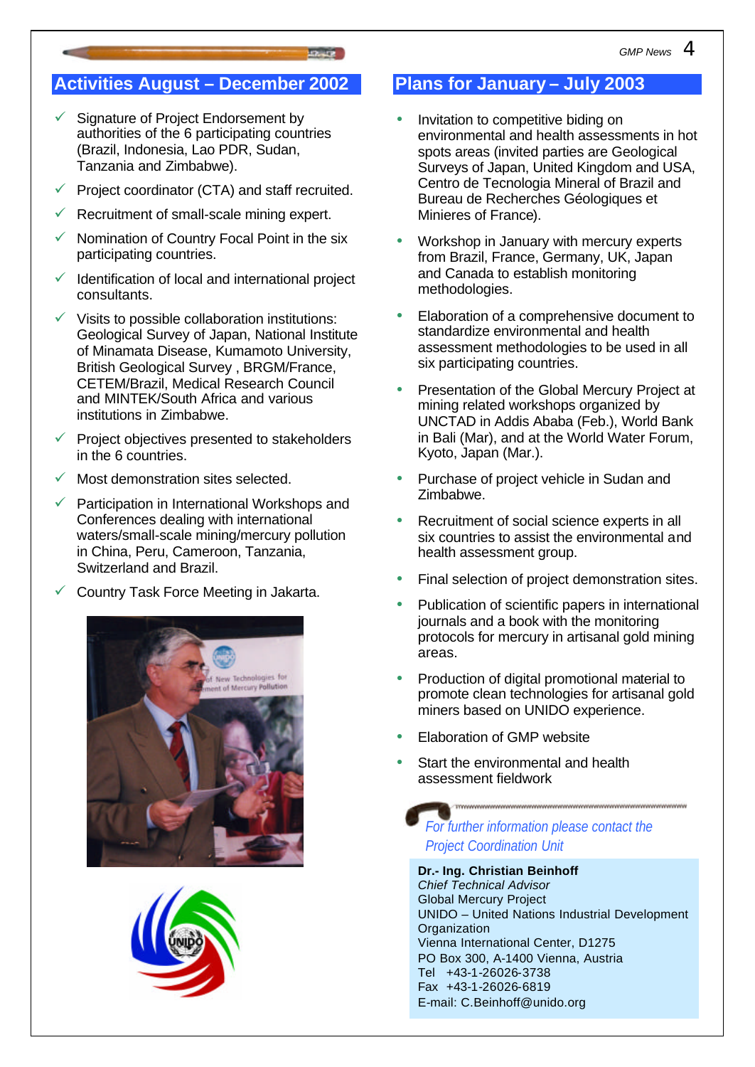## Activities August – December 2002

- Signature of Project Endorsement by authorities of the 6 participating countries (Brazil, Indonesia, Lao PDR, Sudan, Tanzania and Zimbabwe).
- Project coordinator (CTA) and staff recruited.
- Recruitment of small-scale mining expert.
- Nomination of Country Focal Point in the six participating countries.
- Identification of local and international project consultants.
- Visits to possible collaboration institutions: Geological Survey of Japan, National Institute of Minamata Disease, Kumamoto University, British Geological Survey , BRGM/France, CETEM/Brazil, Medical Research Council and MINTEK/South Africa and various institutions in Zimbabwe.
- Project objectives presented to stakeholders in the 6 countries.
- Most demonstration sites selected.
- Participation in International Workshops and Conferences dealing with international waters/small-scale mining/mercury pollution in China, Peru, Cameroon, Tanzania, Switzerland and Brazil.
- Country Task Force Meeting in Jakarta.

## Plans for January – July 2003

- Invitation to competitive biding on environmental and health assessments in hot spots areas (invited parties are Geological Surveys of Japan, United Kingdom and USA, Centro de Tecnologia Mineral of Brazil and Bureau de Recherches Géologiques et Minieres of France).
- Workshop in January with mercury experts from Brazil, France, Germany, UK, Japan and Canada to establish monitoring methodologies.
- Elaboration of a comprehensive document to standardize environmental and health assessment methodologies to be used in all six participating countries.
- Presentation of the Global Mercury Project at mining related workshops organized by UNCTAD in Addis Ababa (Feb.), World Bank in Bali (Mar), and at the World Water Forum, Kyoto, Japan (Mar.).
- Purchase of project vehicle in Sudan and Zimbabwe.
- Recruitment of social science experts in all six countries to assist the environmental and health assessment group.
- Final selection of project demonstration sites.
- Publication of scientific papers in international journals and a book with the monitoring protocols for mercury in artisanal gold mining areas.
- Production of digital promotional material to promote clean technologies for artisanal gold miners based on UNIDO experience.
- Elaboration of GMP website
- Start the environmental and health assessment fieldwork

*For further information please contact the Project Coordination Unit*

**Dr.- Ing. Christian Beinhoff**
*Chief Technical Advisor*
Global Mercury Project
UNIDO – United Nations Industrial Development Organization
Vienna International Center, D1275
PO Box 300, A-1400 Vienna, Austria
Tel +43-1-26026-3738
Fax +43-1-26026-6819
E-mail: C.Beinhoff@unido.org